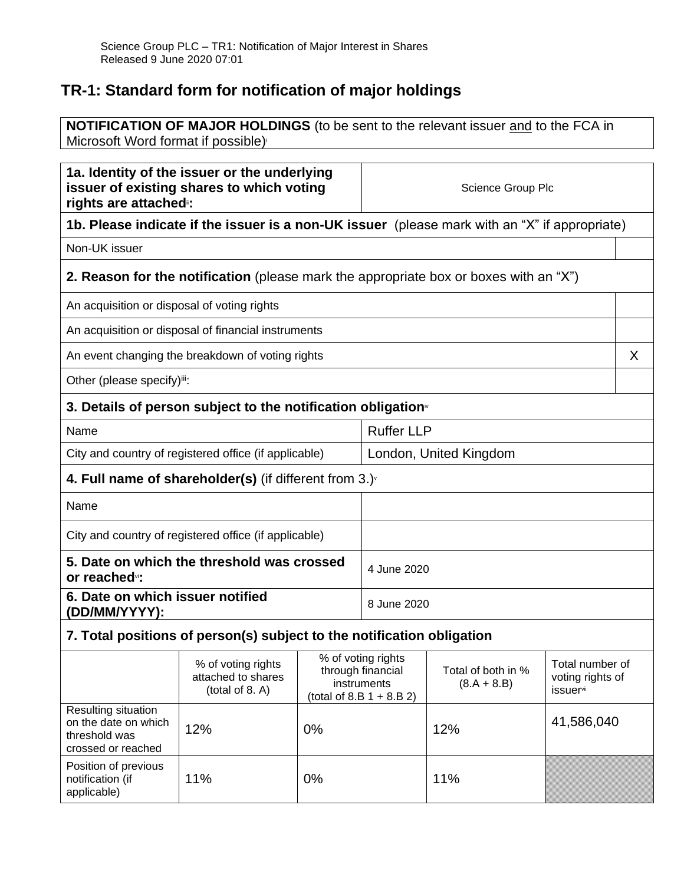Science Group PLC – TR1: Notification of Major Interest in Shares
Released 9 June 2020 07:01

# TR-1: Standard form for notification of major holdings

**NOTIFICATION OF MAJOR HOLDINGS** (to be sent to the relevant issuer and to the FCA in Microsoft Word format if possible)[i]

| **1a. Identity of the issuer or the underlying issuer of existing shares to which voting rights are attached**[ii]**:** | Science Group Plc |
|---|---|

**1b. Please indicate if the issuer is a non-UK issuer** (please mark with an "X" if appropriate)

| Non-UK issuer | |
|---|---|

**2. Reason for the notification** (please mark the appropriate box or boxes with an "X")

| | |
|---|---|
| An acquisition or disposal of voting rights | |
| An acquisition or disposal of financial instruments | |
| An event changing the breakdown of voting rights | X |
| Other (please specify)[iii]: | |

**3. Details of person subject to the notification obligation**[iv]

| | |
|---|---|
| Name | Ruffer LLP |
| City and country of registered office (if applicable) | London, United Kingdom |

**4. Full name of shareholder(s)** (if different from 3.)[v]

| | |
|---|---|
| Name | |
| City and country of registered office (if applicable) | |

| | |
|---|---|
| **5. Date on which the threshold was crossed or reached**[vi]**:** | 4 June 2020 |
| **6. Date on which issuer notified (DD/MM/YYYY):** | 8 June 2020 |

**7. Total positions of person(s) subject to the notification obligation**

| | % of voting rights attached to shares (total of 8. A) | % of voting rights through financial instruments (total of 8.B 1 + 8.B 2) | Total of both in % (8.A + 8.B) | Total number of voting rights of issuer[vii] |
|---|---|---|---|---|
| Resulting situation on the date on which threshold was crossed or reached | 12% | 0% | 12% | 41,586,040 |
| Position of previous notification (if applicable) | 11% | 0% | 11% | |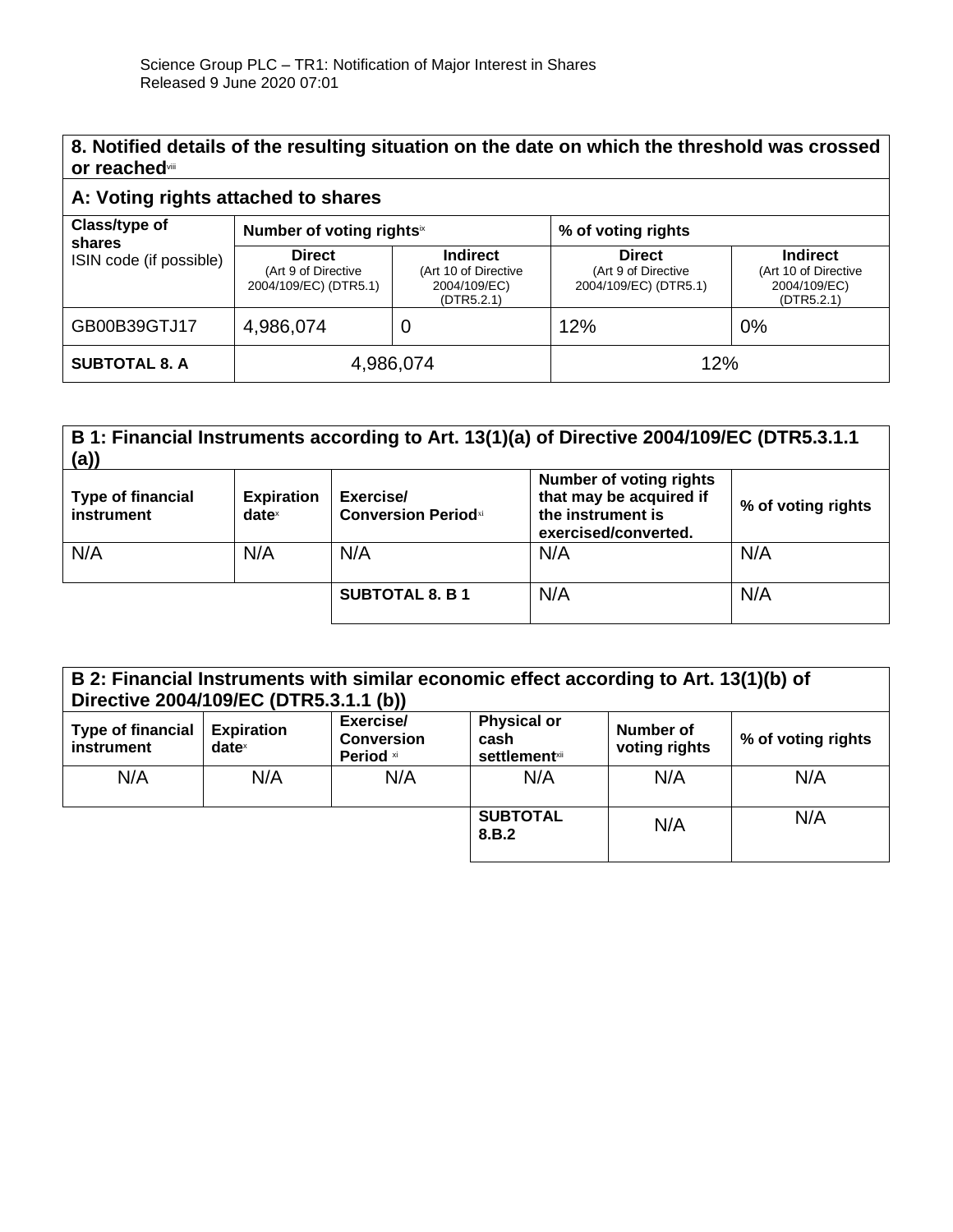## 8. Notified details of the resulting situation on the date on which the threshold was crossed or reached[viii]

### A: Voting rights attached to shares

| Class/type of shares ISIN code (if possible) | Number of voting rights[ix] | | % of voting rights | |
|---|---|---|---|---|
| | **Direct** (Art 9 of Directive 2004/109/EC) (DTR5.1) | **Indirect** (Art 10 of Directive 2004/109/EC) (DTR5.2.1) | **Direct** (Art 9 of Directive 2004/109/EC) (DTR5.1) | **Indirect** (Art 10 of Directive 2004/109/EC) (DTR5.2.1) |
| GB00B39GTJ17 | 4,986,074 | 0 | 12% | 0% |
| **SUBTOTAL 8. A** | 4,986,074 | | 12% | |

### B 1: Financial Instruments according to Art. 13(1)(a) of Directive 2004/109/EC (DTR5.3.1.1 (a))

| Type of financial instrument | Expiration date[x] | Exercise/ Conversion Period[xi] | Number of voting rights that may be acquired if the instrument is exercised/converted. | % of voting rights |
|---|---|---|---|---|
| N/A | N/A | N/A | N/A | N/A |
| | | **SUBTOTAL 8. B 1** | N/A | N/A |

### B 2: Financial Instruments with similar economic effect according to Art. 13(1)(b) of Directive 2004/109/EC (DTR5.3.1.1 (b))

| Type of financial instrument | Expiration date[x] | Exercise/ Conversion Period [xi] | Physical or cash settlement[xii] | Number of voting rights | % of voting rights |
|---|---|---|---|---|---|
| N/A | N/A | N/A | N/A | N/A | N/A |
| | | | **SUBTOTAL 8.B.2** | N/A | N/A |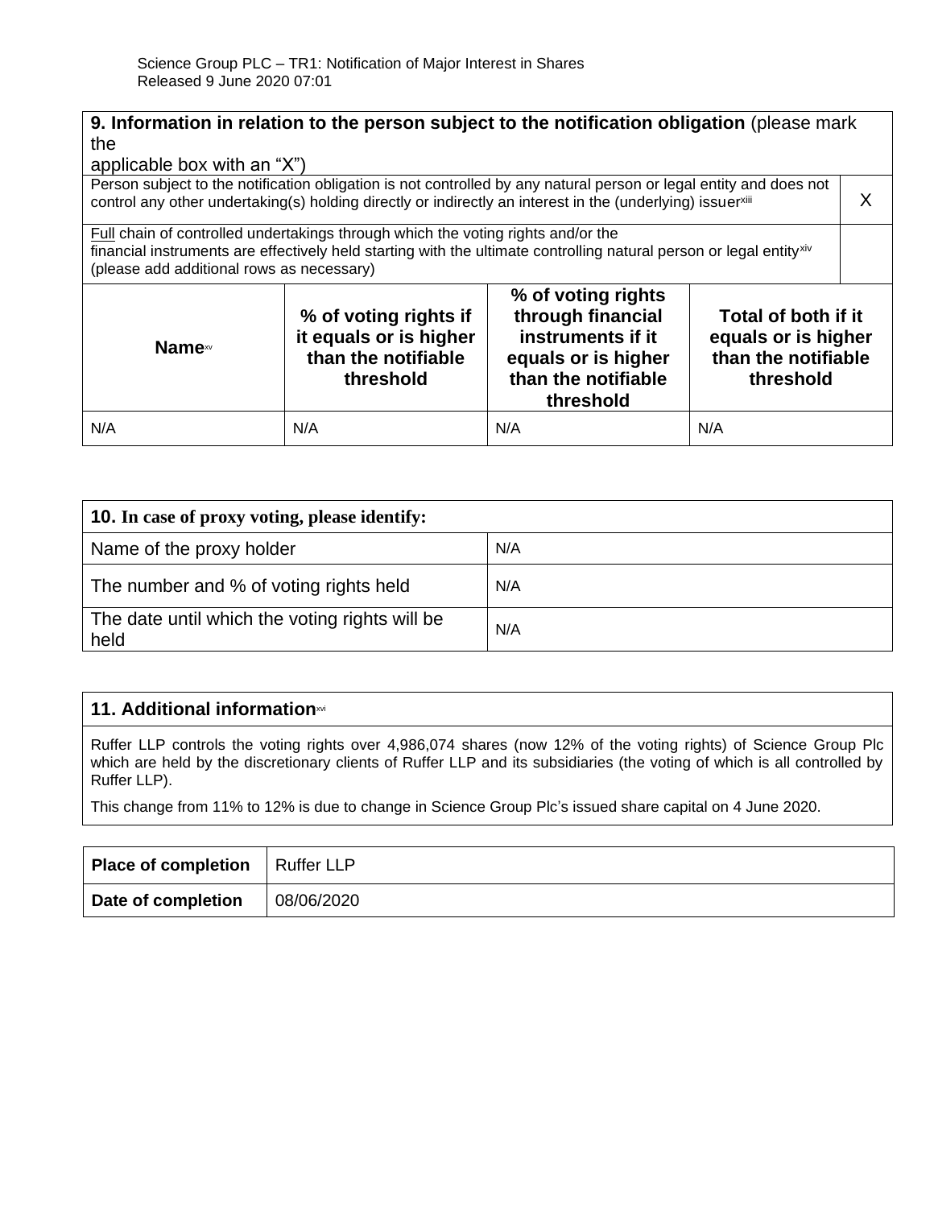Science Group PLC – TR1: Notification of Major Interest in Shares
Released 9 June 2020 07:01

| **9. Information in relation to the person subject to the notification obligation** (please mark the applicable box with an "X") | |
|---|---|
| Person subject to the notification obligation is not controlled by any natural person or legal entity and does not control any other undertaking(s) holding directly or indirectly an interest in the (underlying) issuer[xiii] | X |
| Full chain of controlled undertakings through which the voting rights and/or the financial instruments are effectively held starting with the ultimate controlling natural person or legal entity[xiv] (please add additional rows as necessary) | |

| **Name**[xv] | **% of voting rights if it equals or is higher than the notifiable threshold** | **% of voting rights through financial instruments if it equals or is higher than the notifiable threshold** | **Total of both if it equals or is higher than the notifiable threshold** |
|---|---|---|---|
| N/A | N/A | N/A | N/A |

| **10. In case of proxy voting, please identify:** | |
|---|---|
| Name of the proxy holder | N/A |
| The number and % of voting rights held | N/A |
| The date until which the voting rights will be held | N/A |

**11. Additional information**[xvi]

Ruffer LLP controls the voting rights over 4,986,074 shares (now 12% of the voting rights) of Science Group Plc which are held by the discretionary clients of Ruffer LLP and its subsidiaries (the voting of which is all controlled by Ruffer LLP).

This change from 11% to 12% is due to change in Science Group Plc's issued share capital on 4 June 2020.

| | |
|---|---|
| **Place of completion** | Ruffer LLP |
| **Date of completion** | 08/06/2020 |